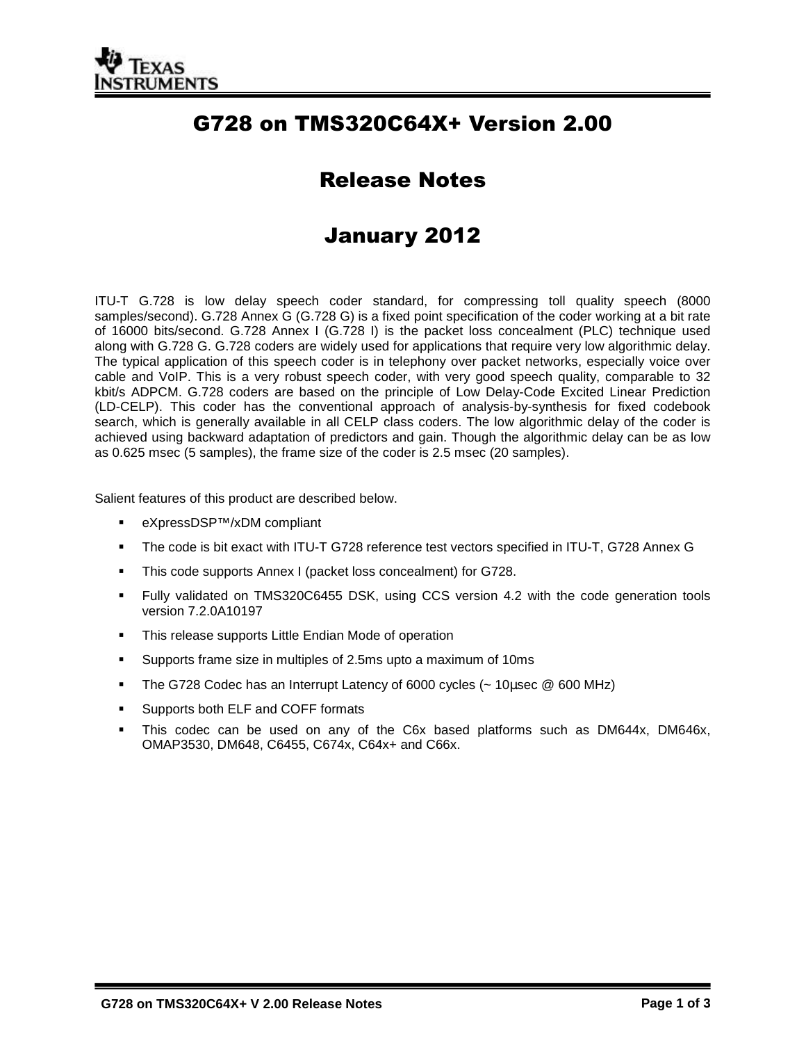# G728 on TMS320C64X+ Version 2.00

## Release Notes

## January 2012

ITU-T G.728 is low delay speech coder standard, for compressing toll quality speech (8000 samples/second). G.728 Annex G (G.728 G) is a fixed point specification of the coder working at a bit rate of 16000 bits/second. G.728 Annex I (G.728 I) is the packet loss concealment (PLC) technique used along with G.728 G. G.728 coders are widely used for applications that require very low algorithmic delay. The typical application of this speech coder is in telephony over packet networks, especially voice over cable and VoIP. This is a very robust speech coder, with very good speech quality, comparable to 32 kbit/s ADPCM. G.728 coders are based on the principle of Low Delay-Code Excited Linear Prediction (LD-CELP). This coder has the conventional approach of analysis-by-synthesis for fixed codebook search, which is generally available in all CELP class coders. The low algorithmic delay of the coder is achieved using backward adaptation of predictors and gain. Though the algorithmic delay can be as low as 0.625 msec (5 samples), the frame size of the coder is 2.5 msec (20 samples).

Salient features of this product are described below.

- eXpressDSP™/xDM compliant
- The code is bit exact with ITU-T G728 reference test vectors specified in ITU-T, G728 Annex G
- This code supports Annex I (packet loss concealment) for G728.
- Fully validated on TMS320C6455 DSK, using CCS version 4.2 with the code generation tools version 7.2.0A10197
- This release supports Little Endian Mode of operation
- Supports frame size in multiples of 2.5ms upto a maximum of 10ms
- The G728 Codec has an Interrupt Latency of 6000 cycles (~ 10µsec @ 600 MHz)
- Supports both ELF and COFF formats
- This codec can be used on any of the C6x based platforms such as DM644x, DM646x, OMAP3530, DM648, C6455, C674x, C64x+ and C66x.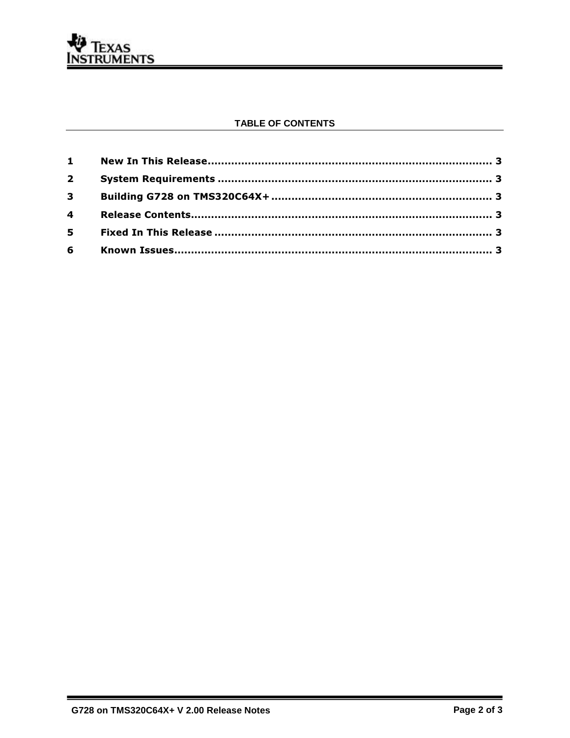**TABLE OF CONTENTS**

1 New In This Release........................................................................ 3

2 System Requirements ...................................................................... 3

3 Building G728 on TMS320C64X+ ....................................................... 3

4 Release Contents.............................................................................. 3

5 Fixed In This Release ....................................................................... 3

6 Known Issues................................................................................... 3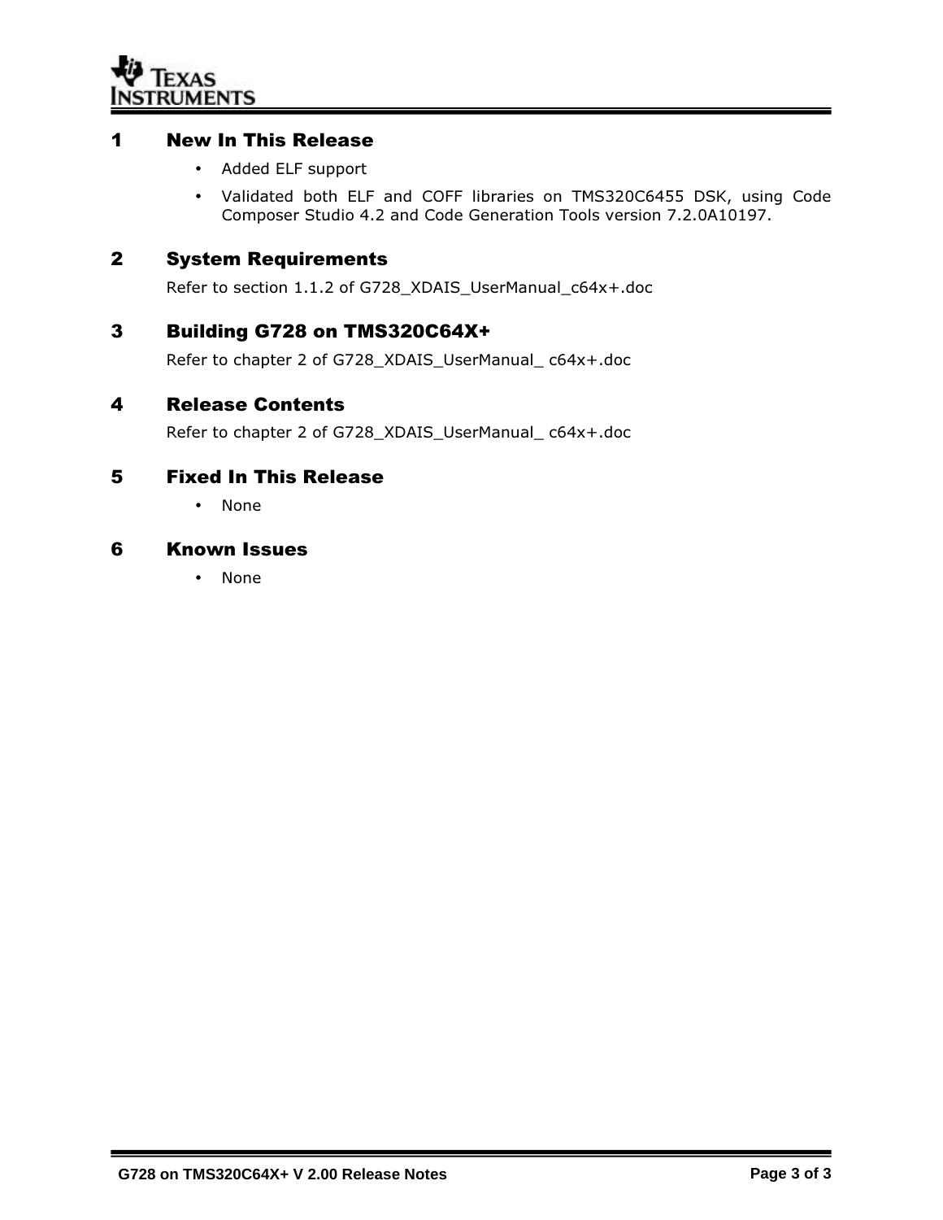## 1 New In This Release

- Added ELF support
- Validated both ELF and COFF libraries on TMS320C6455 DSK, using Code Composer Studio 4.2 and Code Generation Tools version 7.2.0A10197.

## 2 System Requirements

Refer to section 1.1.2 of G728_XDAIS_UserManual_c64x+.doc

## 3 Building G728 on TMS320C64X+

Refer to chapter 2 of G728_XDAIS_UserManual_ c64x+.doc

## 4 Release Contents

Refer to chapter 2 of G728_XDAIS_UserManual_ c64x+.doc

## 5 Fixed In This Release

- None

## 6 Known Issues

- None